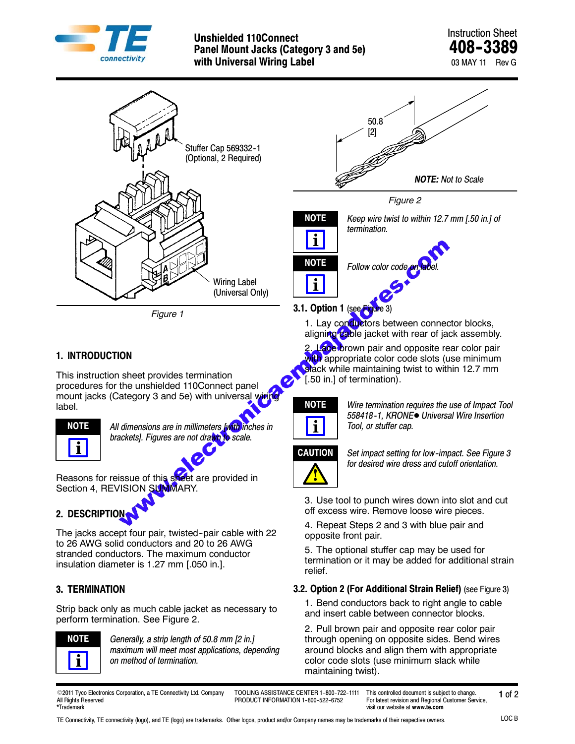# Unshielded 110Connect Panel Mount Jacks (Category 3 and 5e) with Universal Wiring Label

Instruction Sheet
**408-3389**
03 MAY 11 Rev G

Stuffer Cap 569332-1 (Optional, 2 Required)

Wiring Label (Universal Only)

*Figure 1*

50.8 [2]

***NOTE:** Not to Scale*

*Figure 2*

## 1. INTRODUCTION

This instruction sheet provides termination procedures for the unshielded 110Connect panel mount jacks (Category 3 and 5e) with universal wiring label.

> **NOTE**
> *All dimensions are in millimeters [with inches in brackets]. Figures are not drawn to scale.*

Reasons for reissue of this sheet are provided in Section 4, REVISION SUMMARY.

## 2. DESCRIPTION

The jacks accept four pair, twisted-pair cable with 22 to 26 AWG solid conductors and 20 to 26 AWG stranded conductors. The maximum conductor insulation diameter is 1.27 mm [.050 in.].

## 3. TERMINATION

Strip back only as much cable jacket as necessary to perform termination. See Figure 2.

> **NOTE**
> *Generally, a strip length of 50.8 mm [2 in.] maximum will meet most applications, depending on method of termination.*

> **NOTE**
> *Keep wire twist to within 12.7 mm [.50 in.] of termination.*

> **NOTE**
> *Follow color code on label.*

### 3.1. Option 1 (see Figure 3)

1. Lay conductors between connector blocks, aligning cable jacket with rear of jack assembly.
2. Lace brown pair and opposite rear color pair with appropriate color code slots (use minimum slack while maintaining twist to within 12.7 mm [.50 in.] of termination).

> **NOTE**
> *Wire termination requires the use of Impact Tool 558418-1, KRONE● Universal Wire Insertion Tool, or stuffer cap.*

> **CAUTION**
> *Set impact setting for low-impact. See Figure 3 for desired wire dress and cutoff orientation.*

3. Use tool to punch wires down into slot and cut off excess wire. Remove loose wire pieces.
4. Repeat Steps 2 and 3 with blue pair and opposite front pair.
5. The optional stuffer cap may be used for termination or it may be added for additional strain relief.

### 3.2. Option 2 (For Additional Strain Relief) (see Figure 3)

1. Bend conductors back to right angle to cable and insert cable between connector blocks.
2. Pull brown pair and opposite rear color pair through opening on opposite sides. Bend wires around blocks and align them with appropriate color code slots (use minimum slack while maintaining twist).

©2011 Tyco Electronics Corporation, a TE Connectivity Ltd. Company
All Rights Reserved
*Trademark

TOOLING ASSISTANCE CENTER 1-800-722-1111
PRODUCT INFORMATION 1-800-522-6752

This controlled document is subject to change. For latest revision and Regional Customer Service, visit our website at **www.te.com**

TE Connectivity, TE connectivity (logo), and TE (logo) are trademarks. Other logos, product and/or Company names may be trademarks of their respective owners.

LOC B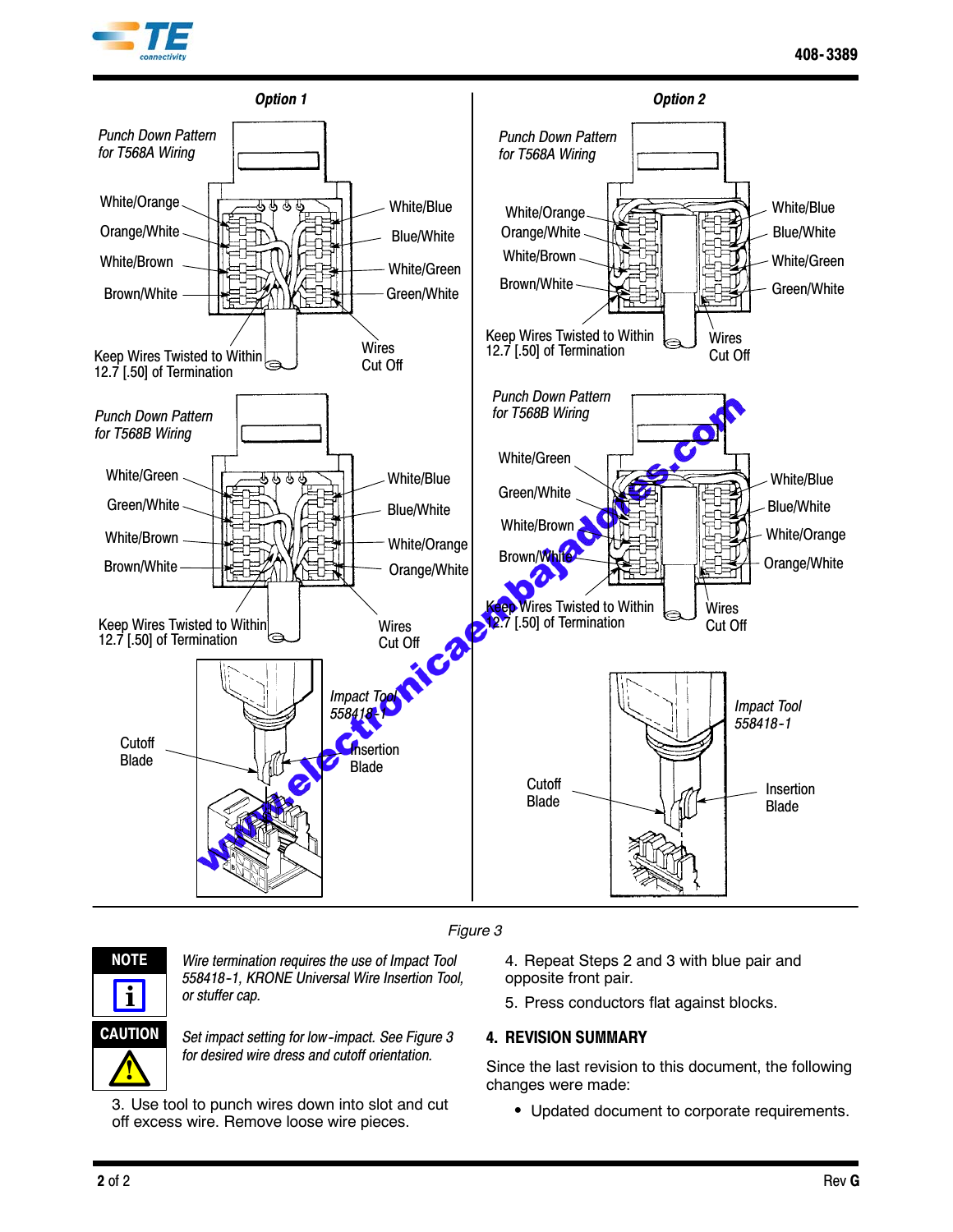Option 1

Punch Down Pattern for T568A Wiring

White/Orange
Orange/White
White/Brown
Brown/White
White/Blue
Blue/White
White/Green
Green/White
Keep Wires Twisted to Within 12.7 [.50] of Termination
Wires Cut Off

Punch Down Pattern for T568B Wiring

White/Green
Green/White
White/Brown
Brown/White
White/Blue
Blue/White
White/Orange
Orange/White
Keep Wires Twisted to Within 12.7 [.50] of Termination
Wires Cut Off

Cutoff Blade
Impact Tool 558418-1
Insertion Blade

Option 2

Punch Down Pattern for T568A Wiring

White/Orange
Orange/White
White/Brown
Brown/White
White/Blue
Blue/White
White/Green
Green/White
Keep Wires Twisted to Within 12.7 [.50] of Termination
Wires Cut Off

Punch Down Pattern for T568B Wiring

White/Green
Green/White
White/Brown
Brown/White
White/Blue
Blue/White
White/Orange
Orange/White
Keep Wires Twisted to Within 12.7 [.50] of Termination
Wires Cut Off

Impact Tool 558418-1
Cutoff Blade
Insertion Blade

Figure 3

**NOTE**

*Wire termination requires the use of Impact Tool 558418-1, KRONE Universal Wire Insertion Tool, or stuffer cap.*

**CAUTION**

*Set impact setting for low-impact. See Figure 3 for desired wire dress and cutoff orientation.*

3. Use tool to punch wires down into slot and cut off excess wire. Remove loose wire pieces.

4. Repeat Steps 2 and 3 with blue pair and opposite front pair.

5. Press conductors flat against blocks.

## 4. REVISION SUMMARY

Since the last revision to this document, the following changes were made:

- Updated document to corporate requirements.